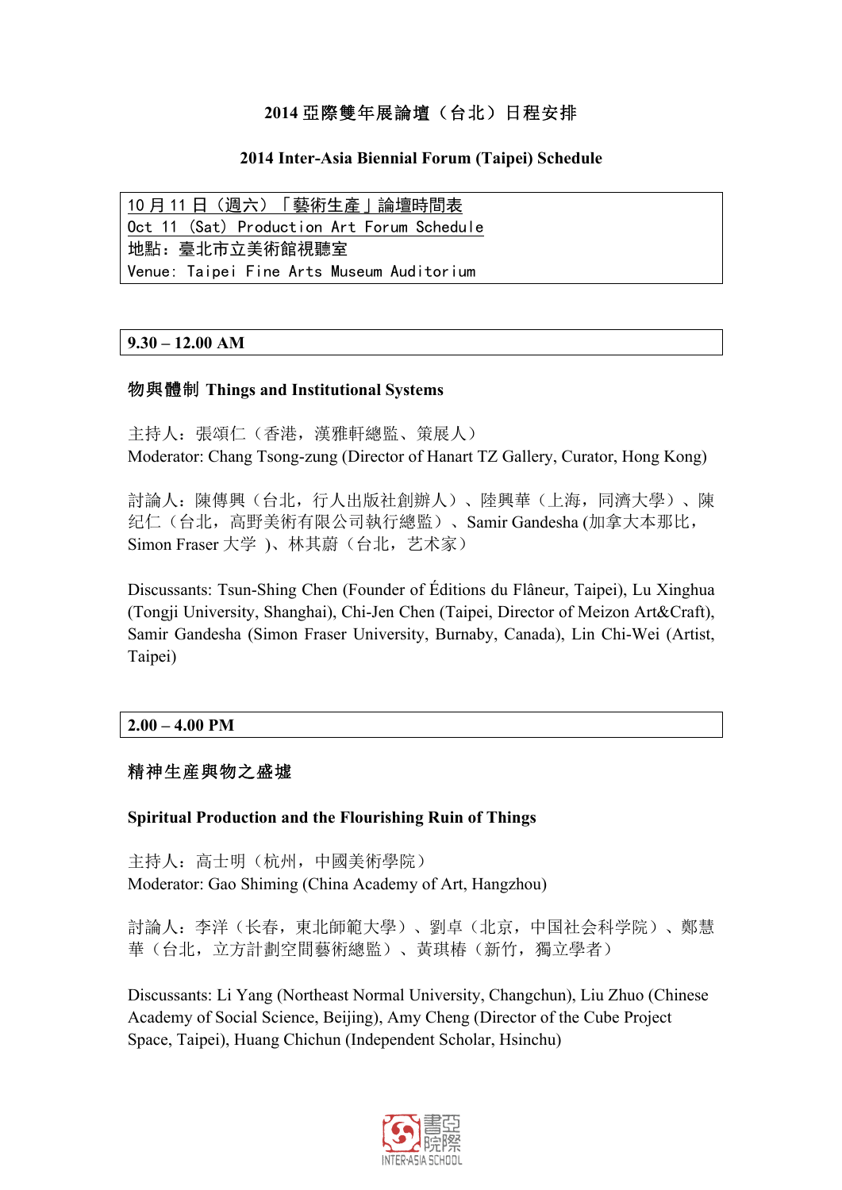# 2014 亞際雙年展論壇（台北）日程安排

## 2014 Inter-Asia Biennial Forum (Taipei) Schedule

10 月 11 日（週六）「藝術生產」論壇時間表
Oct 11 (Sat) Production Art Forum Schedule
地點：臺北市立美術館視聽室
Venue: Taipei Fine Arts Museum Auditorium

**9.30 – 12.00 AM**

### 物與體制 Things and Institutional Systems

主持人：張頌仁（香港，漢雅軒總監、策展人）
Moderator: Chang Tsong-zung (Director of Hanart TZ Gallery, Curator, Hong Kong)

討論人：陳傳興（台北，行人出版社創辦人）、陸興華（上海，同濟大學）、陳纪仁（台北，高野美術有限公司執行總監）、Samir Gandesha (加拿大本那比，Simon Fraser 大学 )、林其蔚（台北，艺术家）

Discussants: Tsun-Shing Chen (Founder of Éditions du Flâneur, Taipei), Lu Xinghua (Tongji University, Shanghai), Chi-Jen Chen (Taipei, Director of Meizon Art&Craft), Samir Gandesha (Simon Fraser University, Burnaby, Canada), Lin Chi-Wei (Artist, Taipei)

**2.00 – 4.00 PM**

### 精神生産與物之盛墟

### Spiritual Production and the Flourishing Ruin of Things

主持人：高士明（杭州，中國美術學院）
Moderator: Gao Shiming (China Academy of Art, Hangzhou)

討論人：李洋（长春，東北師範大學）、劉卓（北京，中国社会科学院）、鄭慧華（台北，立方計劃空間藝術總監）、黃琪椿（新竹，獨立學者）

Discussants: Li Yang (Northeast Normal University, Changchun), Liu Zhuo (Chinese Academy of Social Science, Beijing), Amy Cheng (Director of the Cube Project Space, Taipei), Huang Chichun (Independent Scholar, Hsinchu)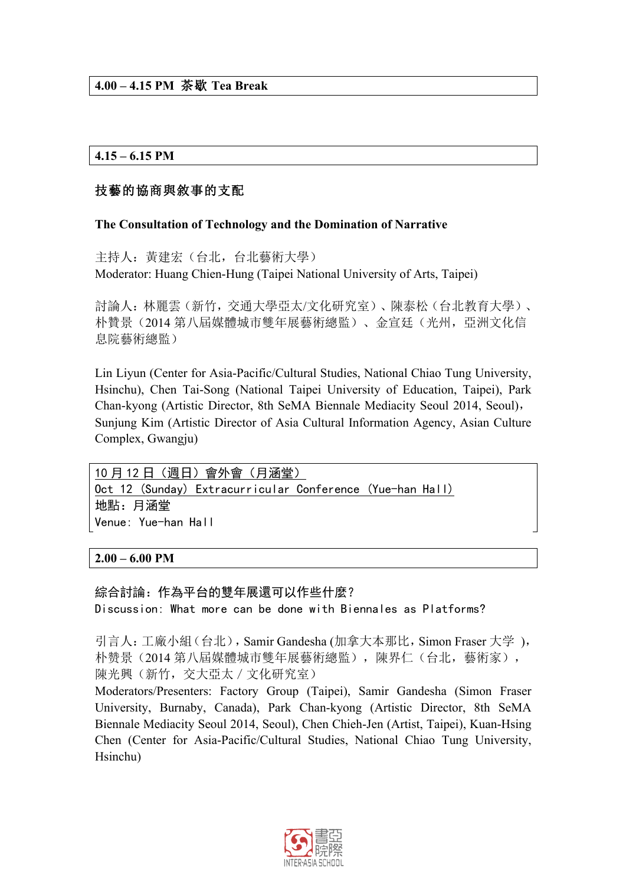**4.00 – 4.15 PM 茶歇 Tea Break**

**4.15 – 6.15 PM**

### 技藝的協商與敘事的支配

### The Consultation of Technology and the Domination of Narrative

主持人：黃建宏（台北，台北藝術大學）
Moderator: Huang Chien-Hung (Taipei National University of Arts, Taipei)

討論人：林麗雲（新竹，交通大學亞太/文化研究室）、陳泰松（台北教育大學）、朴贊景（2014 第八屆媒體城市雙年展藝術總監）、金宣廷（光州，亞洲文化信息院藝術總監）

Lin Liyun (Center for Asia-Pacific/Cultural Studies, National Chiao Tung University, Hsinchu), Chen Tai-Song (National Taipei University of Education, Taipei), Park Chan-kyong (Artistic Director, 8th SeMA Biennale Mediacity Seoul 2014, Seoul)，Sunjung Kim (Artistic Director of Asia Cultural Information Agency, Asian Culture Complex, Gwangju)

10 月 12 日（週日）會外會（月涵堂）
Oct 12 (Sunday) Extracurricular Conference (Yue-han Hall)
地點：月涵堂
Venue: Yue-han Hall

**2.00 – 6.00 PM**

### 綜合討論：作為平台的雙年展還可以作些什麼？
### Discussion: What more can be done with Biennales as Platforms?

引言人：工廠小組（台北），Samir Gandesha (加拿大本那比，Simon Fraser 大学 )，朴贊景（2014 第八屆媒體城市雙年展藝術總監），陳界仁（台北，藝術家），陳光興（新竹，交大亞太 / 文化研究室）
Moderators/Presenters: Factory Group (Taipei), Samir Gandesha (Simon Fraser University, Burnaby, Canada), Park Chan-kyong (Artistic Director, 8th SeMA Biennale Mediacity Seoul 2014, Seoul), Chen Chieh-Jen (Artist, Taipei), Kuan-Hsing Chen (Center for Asia-Pacific/Cultural Studies, National Chiao Tung University, Hsinchu)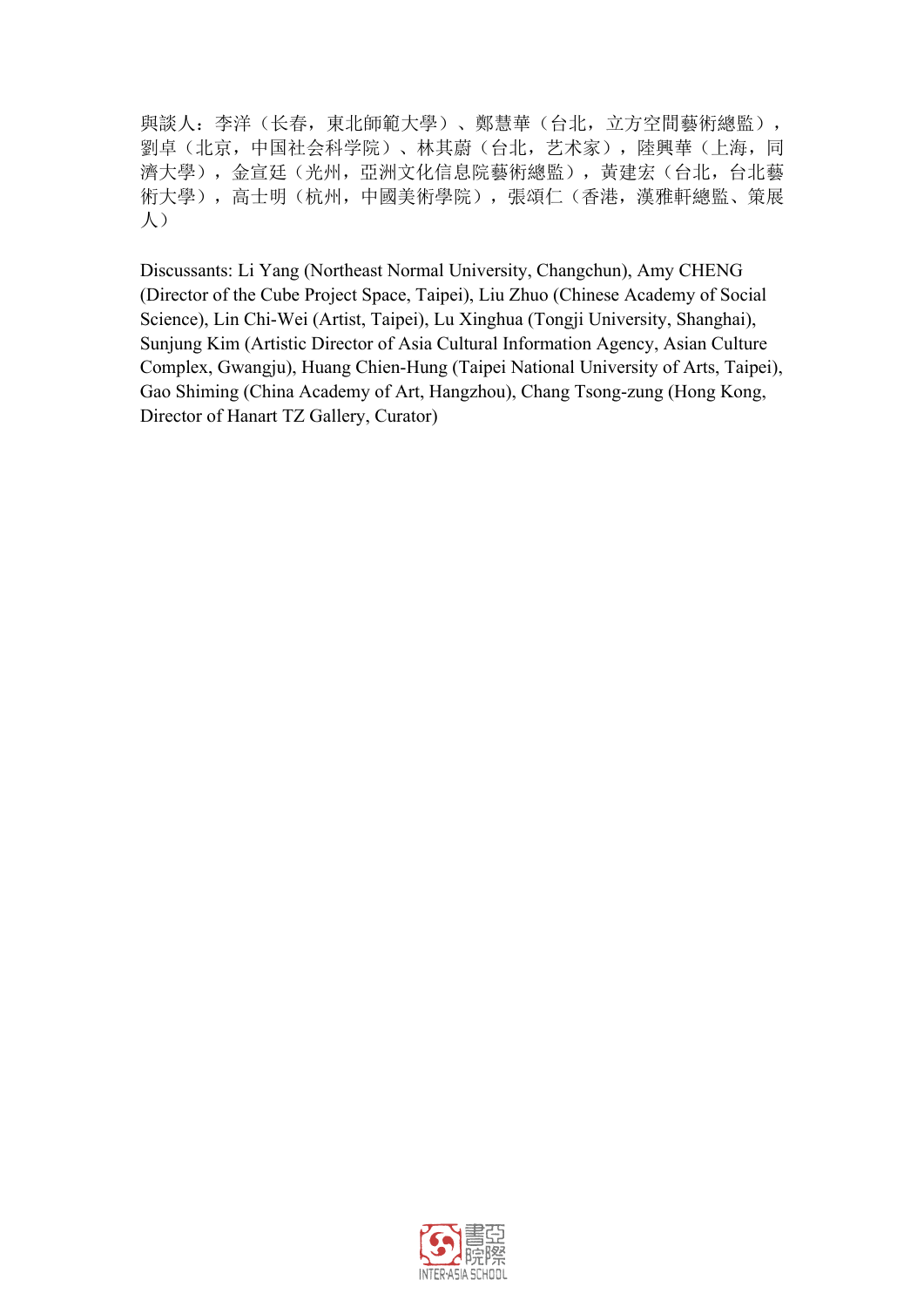與談人：李洋（长春，東北師範大學）、鄭慧華（台北，立方空間藝術總監），劉卓（北京，中国社会科学院）、林其蔚（台北，艺术家），陸興華（上海，同濟大學），金宣廷（光州，亞洲文化信息院藝術總監），黃建宏（台北，台北藝術大學），高士明（杭州，中國美術學院），張頌仁（香港，漢雅軒總監、策展人）

Discussants: Li Yang (Northeast Normal University, Changchun), Amy CHENG (Director of the Cube Project Space, Taipei), Liu Zhuo (Chinese Academy of Social Science), Lin Chi-Wei (Artist, Taipei), Lu Xinghua (Tongji University, Shanghai), Sunjung Kim (Artistic Director of Asia Cultural Information Agency, Asian Culture Complex, Gwangju), Huang Chien-Hung (Taipei National University of Arts, Taipei), Gao Shiming (China Academy of Art, Hangzhou), Chang Tsong-zung (Hong Kong, Director of Hanart TZ Gallery, Curator)